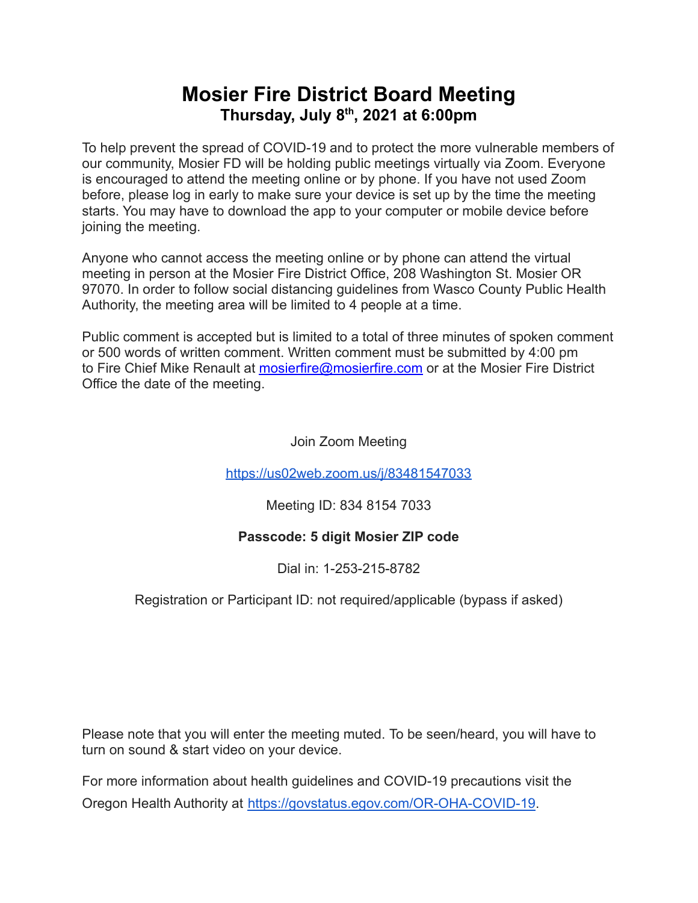# Mosier Fire District Board Meeting

## Thursday, July 8th, 2021 at 6:00pm

To help prevent the spread of COVID-19 and to protect the more vulnerable members of our community, Mosier FD will be holding public meetings virtually via Zoom. Everyone is encouraged to attend the meeting online or by phone. If you have not used Zoom before, please log in early to make sure your device is set up by the time the meeting starts. You may have to download the app to your computer or mobile device before joining the meeting.

Anyone who cannot access the meeting online or by phone can attend the virtual meeting in person at the Mosier Fire District Office, 208 Washington St. Mosier OR 97070. In order to follow social distancing guidelines from Wasco County Public Health Authority, the meeting area will be limited to 4 people at a time.

Public comment is accepted but is limited to a total of three minutes of spoken comment or 500 words of written comment. Written comment must be submitted by 4:00 pm to Fire Chief Mike Renault at mosierfire@mosierfire.com or at the Mosier Fire District Office the date of the meeting.

Join Zoom Meeting

https://us02web.zoom.us/j/83481547033

Meeting ID: 834 8154 7033

**Passcode: 5 digit Mosier ZIP code**

Dial in: 1-253-215-8782

Registration or Participant ID: not required/applicable (bypass if asked)

Please note that you will enter the meeting muted. To be seen/heard, you will have to turn on sound & start video on your device.

For more information about health guidelines and COVID-19 precautions visit the Oregon Health Authority at https://govstatus.egov.com/OR-OHA-COVID-19.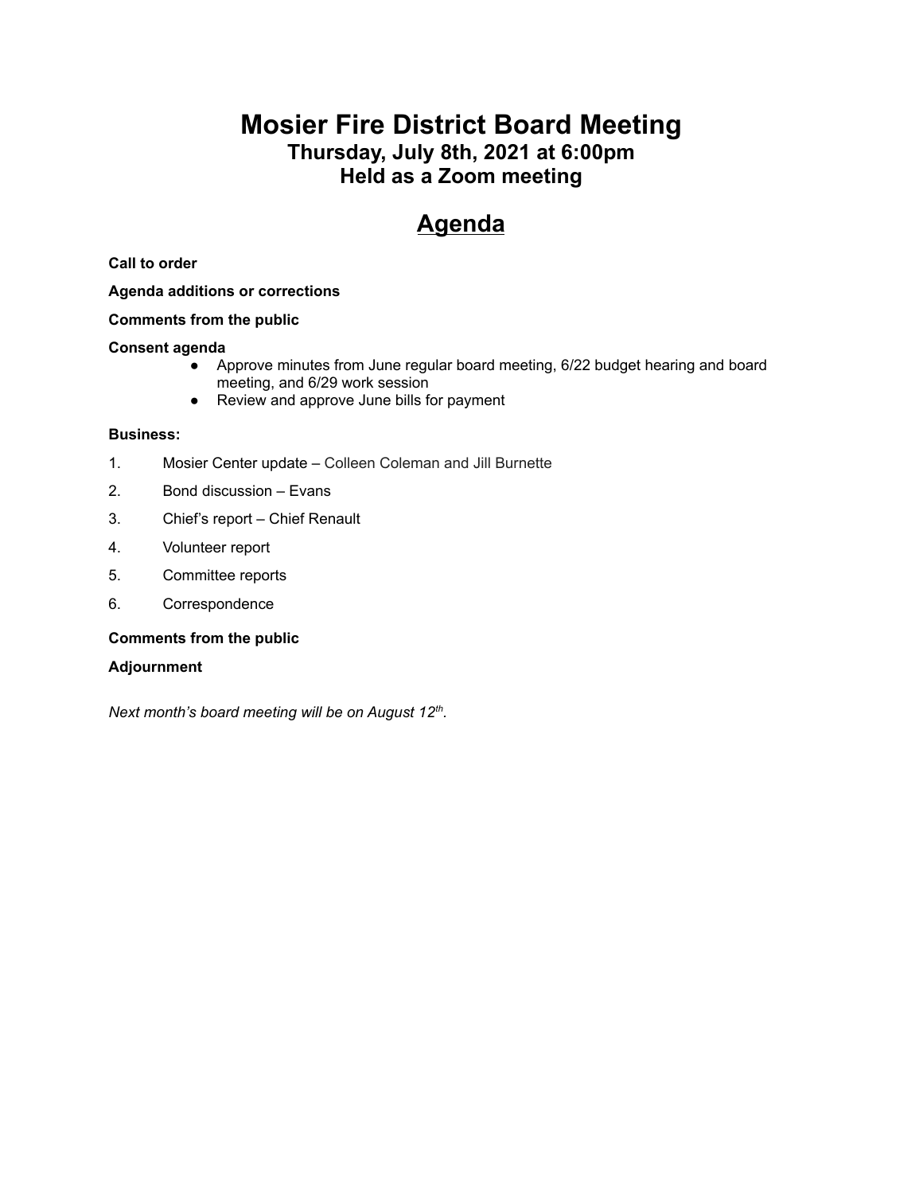# Mosier Fire District Board Meeting

### Thursday, July 8th, 2021 at 6:00pm
### Held as a Zoom meeting

## Agenda

**Call to order**

**Agenda additions or corrections**

**Comments from the public**

**Consent agenda**

- Approve minutes from June regular board meeting, 6/22 budget hearing and board meeting, and 6/29 work session
- Review and approve June bills for payment

**Business:**

1. Mosier Center update – Colleen Coleman and Jill Burnette
2. Bond discussion – Evans
3. Chief's report – Chief Renault
4. Volunteer report
5. Committee reports
6. Correspondence

**Comments from the public**

**Adjournment**

*Next month's board meeting will be on August 12th.*